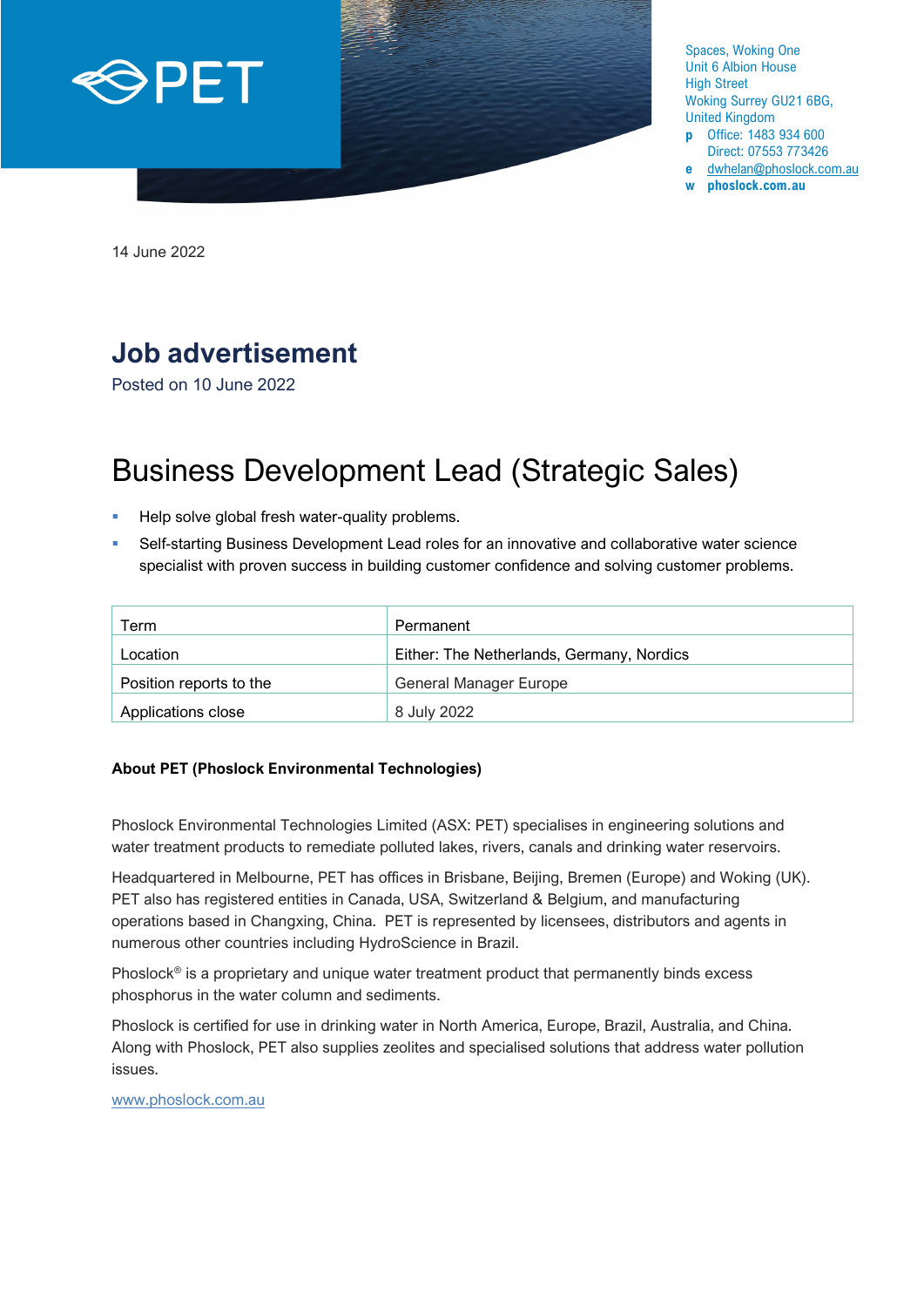PET

Spaces, Woking One
Unit 6 Albion House
High Street
Woking Surrey GU21 6BG,
United Kingdom
**p** Office: 1483 934 600
Direct: 07553 773426
**e** dwhelan@phoslock.com.au
**w** **phoslock.com.au**

14 June 2022

# Job advertisement

Posted on 10 June 2022

# Business Development Lead (Strategic Sales)

- Help solve global fresh water-quality problems.
- Self-starting Business Development Lead roles for an innovative and collaborative water science specialist with proven success in building customer confidence and solving customer problems.

| | |
|---|---|
| Term | Permanent |
| Location | Either: The Netherlands, Germany, Nordics |
| Position reports to the | General Manager Europe |
| Applications close | 8 July 2022 |

**About PET (Phoslock Environmental Technologies)**

Phoslock Environmental Technologies Limited (ASX: PET) specialises in engineering solutions and water treatment products to remediate polluted lakes, rivers, canals and drinking water reservoirs.

Headquartered in Melbourne, PET has offices in Brisbane, Beijing, Bremen (Europe) and Woking (UK). PET also has registered entities in Canada, USA, Switzerland & Belgium, and manufacturing operations based in Changxing, China. PET is represented by licensees, distributors and agents in numerous other countries including HydroScience in Brazil.

Phoslock® is a proprietary and unique water treatment product that permanently binds excess phosphorus in the water column and sediments.

Phoslock is certified for use in drinking water in North America, Europe, Brazil, Australia, and China. Along with Phoslock, PET also supplies zeolites and specialised solutions that address water pollution issues.

www.phoslock.com.au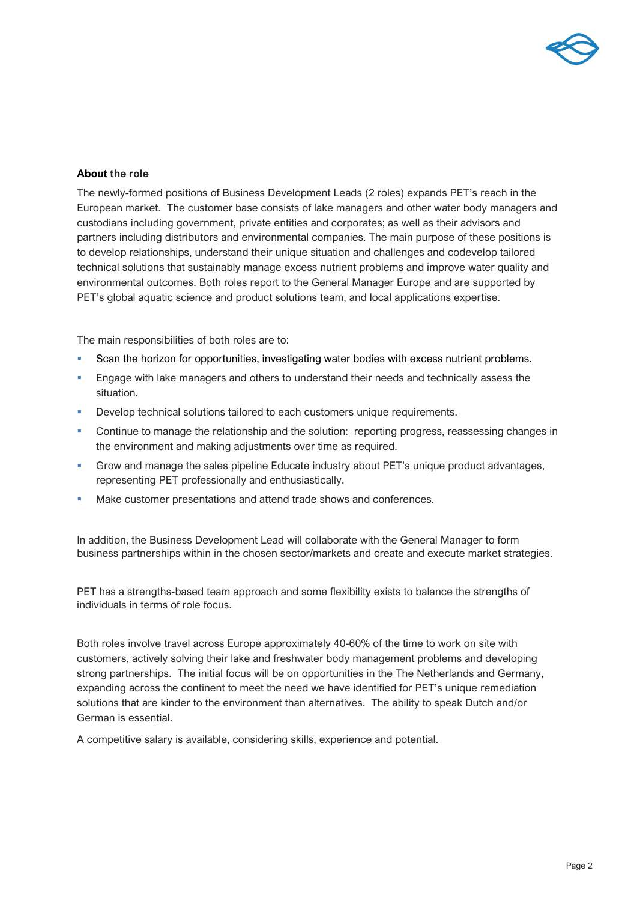**About the role**

The newly-formed positions of Business Development Leads (2 roles) expands PET's reach in the European market. The customer base consists of lake managers and other water body managers and custodians including government, private entities and corporates; as well as their advisors and partners including distributors and environmental companies. The main purpose of these positions is to develop relationships, understand their unique situation and challenges and codevelop tailored technical solutions that sustainably manage excess nutrient problems and improve water quality and environmental outcomes. Both roles report to the General Manager Europe and are supported by PET's global aquatic science and product solutions team, and local applications expertise.

The main responsibilities of both roles are to:

- Scan the horizon for opportunities, investigating water bodies with excess nutrient problems.
- Engage with lake managers and others to understand their needs and technically assess the situation.
- Develop technical solutions tailored to each customers unique requirements.
- Continue to manage the relationship and the solution: reporting progress, reassessing changes in the environment and making adjustments over time as required.
- Grow and manage the sales pipeline Educate industry about PET's unique product advantages, representing PET professionally and enthusiastically.
- Make customer presentations and attend trade shows and conferences.

In addition, the Business Development Lead will collaborate with the General Manager to form business partnerships within in the chosen sector/markets and create and execute market strategies.

PET has a strengths-based team approach and some flexibility exists to balance the strengths of individuals in terms of role focus.

Both roles involve travel across Europe approximately 40-60% of the time to work on site with customers, actively solving their lake and freshwater body management problems and developing strong partnerships. The initial focus will be on opportunities in the The Netherlands and Germany, expanding across the continent to meet the need we have identified for PET's unique remediation solutions that are kinder to the environment than alternatives. The ability to speak Dutch and/or German is essential.

A competitive salary is available, considering skills, experience and potential.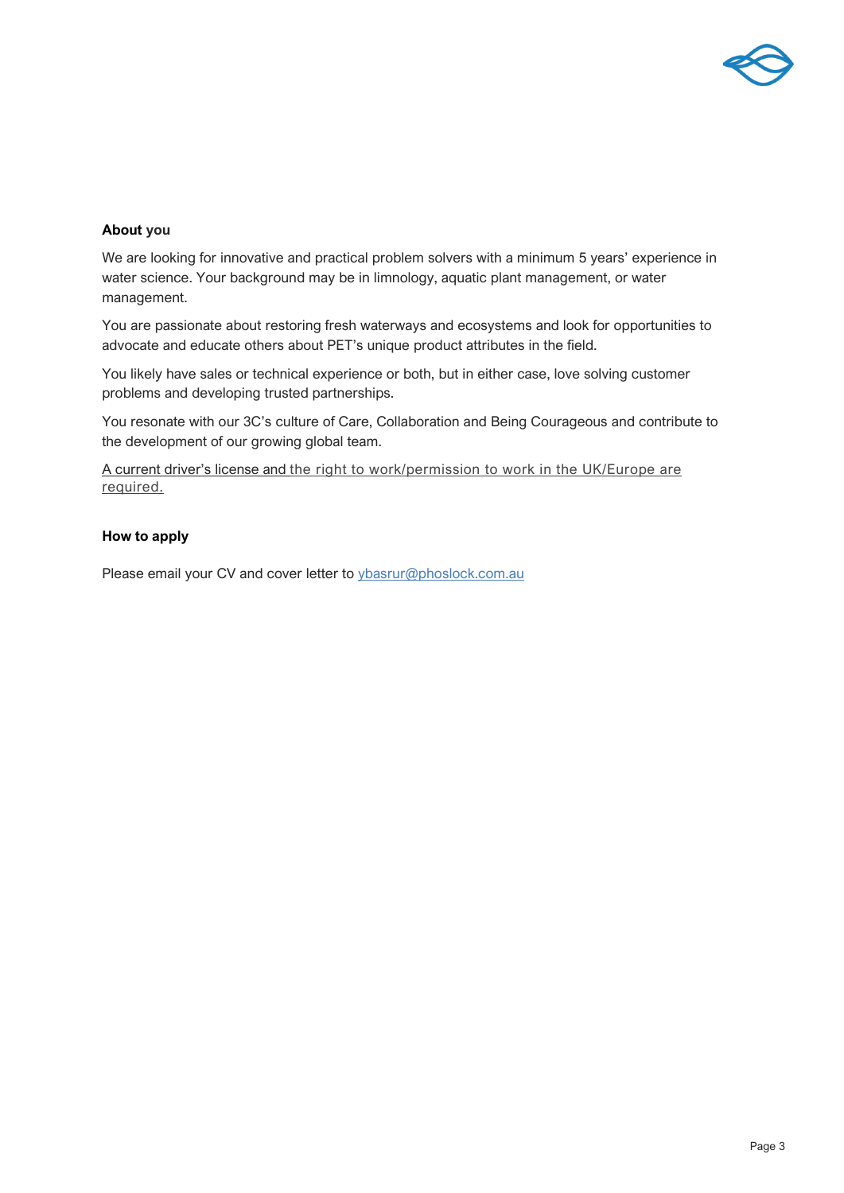**About you**

We are looking for innovative and practical problem solvers with a minimum 5 years' experience in water science. Your background may be in limnology, aquatic plant management, or water management.

You are passionate about restoring fresh waterways and ecosystems and look for opportunities to advocate and educate others about PET's unique product attributes in the field.

You likely have sales or technical experience or both, but in either case, love solving customer problems and developing trusted partnerships.

You resonate with our 3C's culture of Care, Collaboration and Being Courageous and contribute to the development of our growing global team.

A current driver's license and the right to work/permission to work in the UK/Europe are required.

**How to apply**

Please email your CV and cover letter to ybasrur@phoslock.com.au